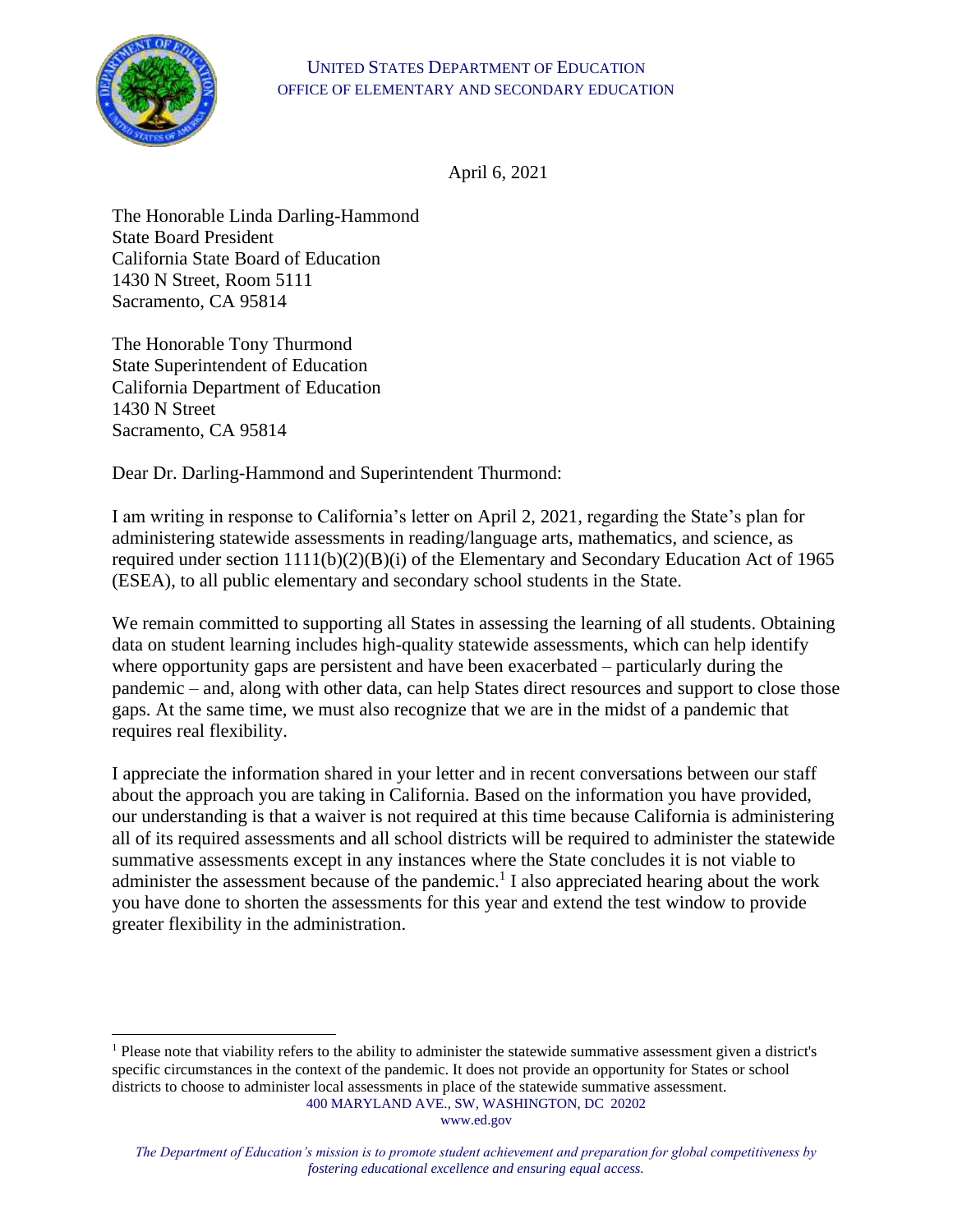UNITED STATES DEPARTMENT OF EDUCATION
OFFICE OF ELEMENTARY AND SECONDARY EDUCATION

April 6, 2021

The Honorable Linda Darling-Hammond
State Board President
California State Board of Education
1430 N Street, Room 5111
Sacramento, CA 95814

The Honorable Tony Thurmond
State Superintendent of Education
California Department of Education
1430 N Street
Sacramento, CA 95814

Dear Dr. Darling-Hammond and Superintendent Thurmond:

I am writing in response to California's letter on April 2, 2021, regarding the State's plan for administering statewide assessments in reading/language arts, mathematics, and science, as required under section 1111(b)(2)(B)(i) of the Elementary and Secondary Education Act of 1965 (ESEA), to all public elementary and secondary school students in the State.

We remain committed to supporting all States in assessing the learning of all students. Obtaining data on student learning includes high-quality statewide assessments, which can help identify where opportunity gaps are persistent and have been exacerbated – particularly during the pandemic – and, along with other data, can help States direct resources and support to close those gaps. At the same time, we must also recognize that we are in the midst of a pandemic that requires real flexibility.

I appreciate the information shared in your letter and in recent conversations between our staff about the approach you are taking in California. Based on the information you have provided, our understanding is that a waiver is not required at this time because California is administering all of its required assessments and all school districts will be required to administer the statewide summative assessments except in any instances where the State concludes it is not viable to administer the assessment because of the pandemic.[1] I also appreciated hearing about the work you have done to shorten the assessments for this year and extend the test window to provide greater flexibility in the administration.

[1] Please note that viability refers to the ability to administer the statewide summative assessment given a district's specific circumstances in the context of the pandemic. It does not provide an opportunity for States or school districts to choose to administer local assessments in place of the statewide summative assessment.

400 MARYLAND AVE., SW, WASHINGTON, DC 20202
www.ed.gov

*The Department of Education's mission is to promote student achievement and preparation for global competitiveness by fostering educational excellence and ensuring equal access.*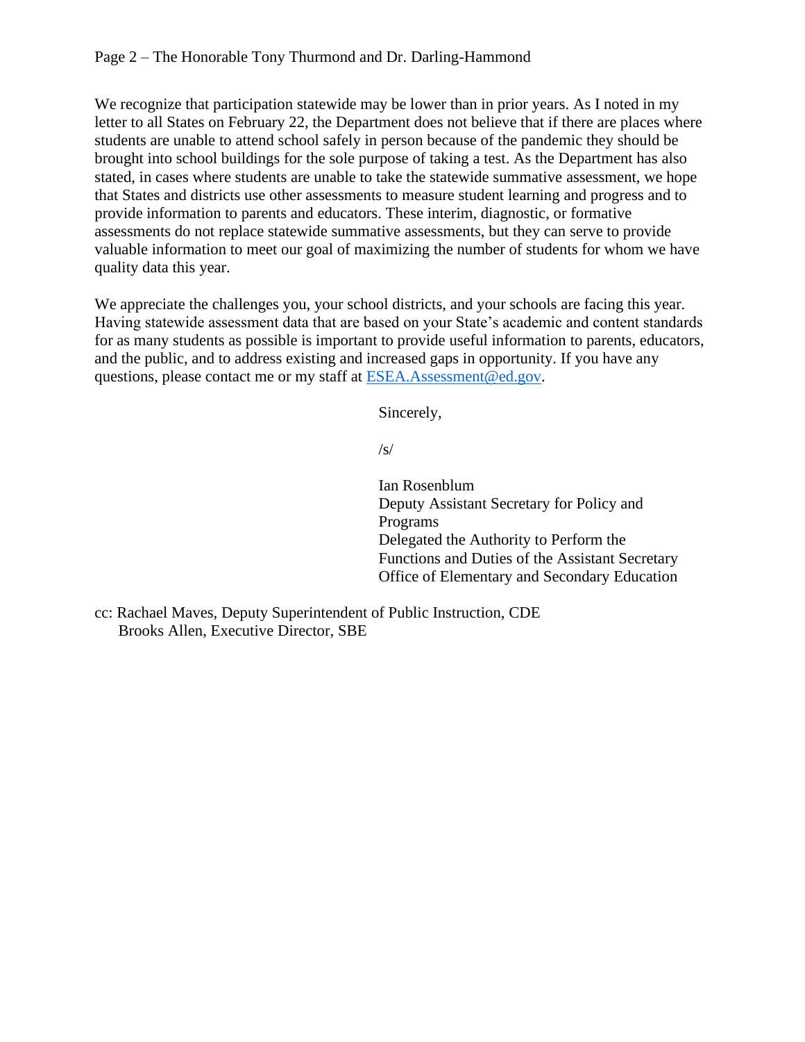We recognize that participation statewide may be lower than in prior years. As I noted in my letter to all States on February 22, the Department does not believe that if there are places where students are unable to attend school safely in person because of the pandemic they should be brought into school buildings for the sole purpose of taking a test. As the Department has also stated, in cases where students are unable to take the statewide summative assessment, we hope that States and districts use other assessments to measure student learning and progress and to provide information to parents and educators. These interim, diagnostic, or formative assessments do not replace statewide summative assessments, but they can serve to provide valuable information to meet our goal of maximizing the number of students for whom we have quality data this year.

We appreciate the challenges you, your school districts, and your schools are facing this year. Having statewide assessment data that are based on your State's academic and content standards for as many students as possible is important to provide useful information to parents, educators, and the public, and to address existing and increased gaps in opportunity. If you have any questions, please contact me or my staff at ESEA.Assessment@ed.gov.

Sincerely,

/s/

Ian Rosenblum
Deputy Assistant Secretary for Policy and Programs
Delegated the Authority to Perform the Functions and Duties of the Assistant Secretary
Office of Elementary and Secondary Education

cc: Rachael Maves, Deputy Superintendent of Public Instruction, CDE
Brooks Allen, Executive Director, SBE